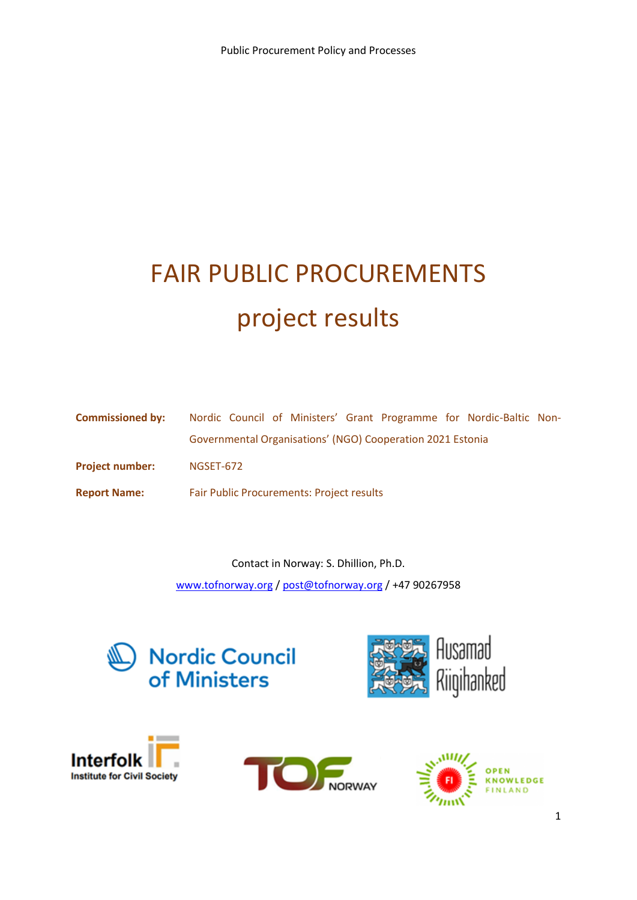# FAIR PUBLIC PROCUREMENTS

## project results

**Commissioned by:** Nordic Council of Ministers' Grant Programme for Nordic-Baltic Non-Governmental Organisations' (NGO) Cooperation 2021 Estonia

**Project number:** NGSET-672

**Report Name:** Fair Public Procurements: Project results

Contact in Norway: S. Dhillion, Ph.D.

www.tofnorway.org / post@tofnorway.org / +47 90267958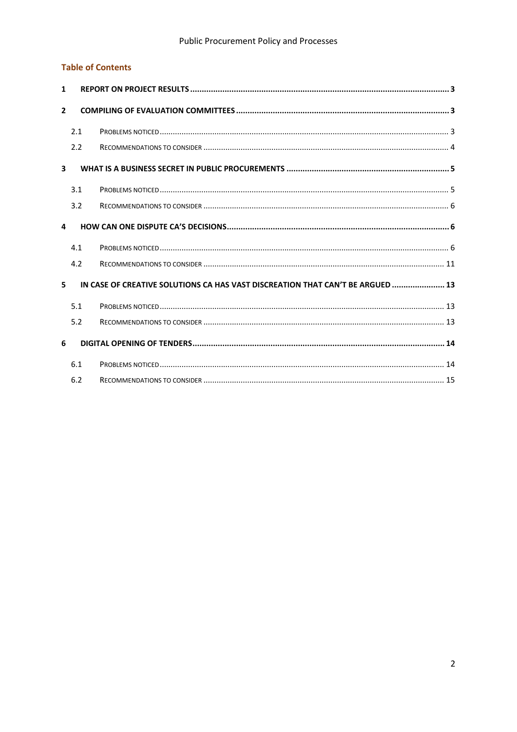## Table of Contents

1 REPORT ON PROJECT RESULTS ..... 3

2 COMPILING OF EVALUATION COMMITTEES ..... 3

- 2.1 PROBLEMS NOTICED ..... 3
- 2.2 RECOMMENDATIONS TO CONSIDER ..... 4

3 WHAT IS A BUSINESS SECRET IN PUBLIC PROCUREMENTS ..... 5

- 3.1 PROBLEMS NOTICED ..... 5
- 3.2 RECOMMENDATIONS TO CONSIDER ..... 6

4 HOW CAN ONE DISPUTE CA'S DECISIONS ..... 6

- 4.1 PROBLEMS NOTICED ..... 6
- 4.2 RECOMMENDATIONS TO CONSIDER ..... 11

5 IN CASE OF CREATIVE SOLUTIONS CA HAS VAST DISCREATION THAT CAN'T BE ARGUED ..... 13

- 5.1 PROBLEMS NOTICED ..... 13
- 5.2 RECOMMENDATIONS TO CONSIDER ..... 13

6 DIGITAL OPENING OF TENDERS ..... 14

- 6.1 PROBLEMS NOTICED ..... 14
- 6.2 RECOMMENDATIONS TO CONSIDER ..... 15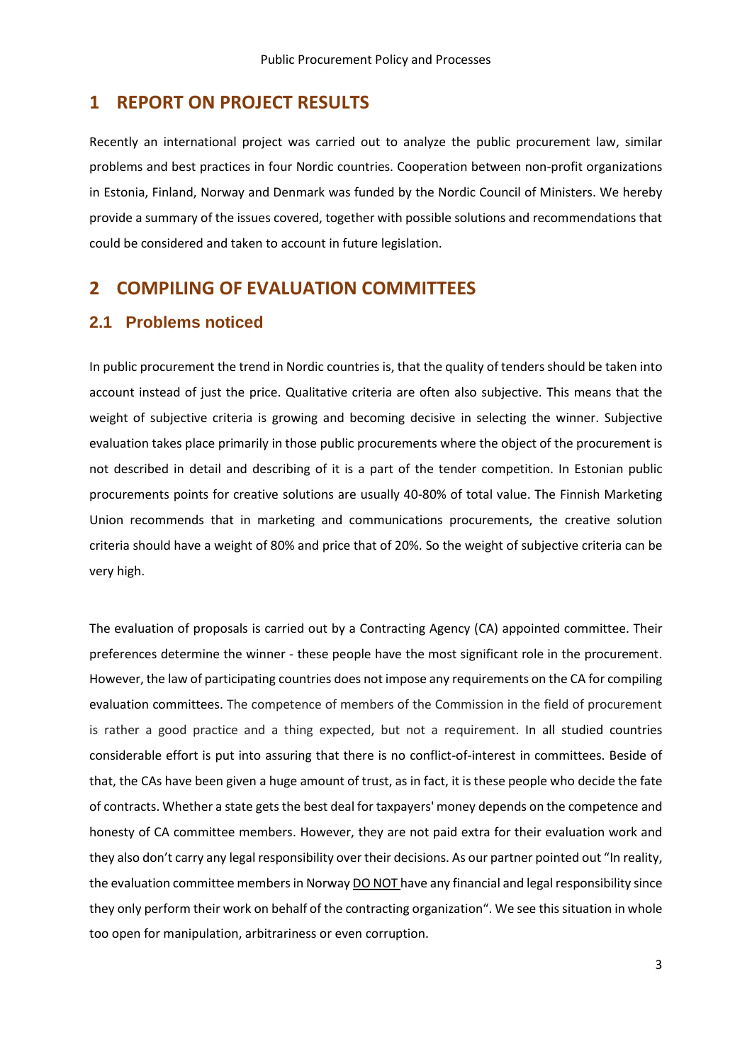# 1 REPORT ON PROJECT RESULTS

Recently an international project was carried out to analyze the public procurement law, similar problems and best practices in four Nordic countries. Cooperation between non-profit organizations in Estonia, Finland, Norway and Denmark was funded by the Nordic Council of Ministers. We hereby provide a summary of the issues covered, together with possible solutions and recommendations that could be considered and taken to account in future legislation.

# 2 COMPILING OF EVALUATION COMMITTEES

## 2.1 Problems noticed

In public procurement the trend in Nordic countries is, that the quality of tenders should be taken into account instead of just the price. Qualitative criteria are often also subjective. This means that the weight of subjective criteria is growing and becoming decisive in selecting the winner. Subjective evaluation takes place primarily in those public procurements where the object of the procurement is not described in detail and describing of it is a part of the tender competition. In Estonian public procurements points for creative solutions are usually 40-80% of total value. The Finnish Marketing Union recommends that in marketing and communications procurements, the creative solution criteria should have a weight of 80% and price that of 20%. So the weight of subjective criteria can be very high.

The evaluation of proposals is carried out by a Contracting Agency (CA) appointed committee. Their preferences determine the winner - these people have the most significant role in the procurement. However, the law of participating countries does not impose any requirements on the CA for compiling evaluation committees. The competence of members of the Commission in the field of procurement is rather a good practice and a thing expected, but not a requirement. In all studied countries considerable effort is put into assuring that there is no conflict-of-interest in committees. Beside of that, the CAs have been given a huge amount of trust, as in fact, it is these people who decide the fate of contracts. Whether a state gets the best deal for taxpayers' money depends on the competence and honesty of CA committee members. However, they are not paid extra for their evaluation work and they also don't carry any legal responsibility over their decisions. As our partner pointed out "In reality, the evaluation committee members in Norway DO NOT have any financial and legal responsibility since they only perform their work on behalf of the contracting organization". We see this situation in whole too open for manipulation, arbitrariness or even corruption.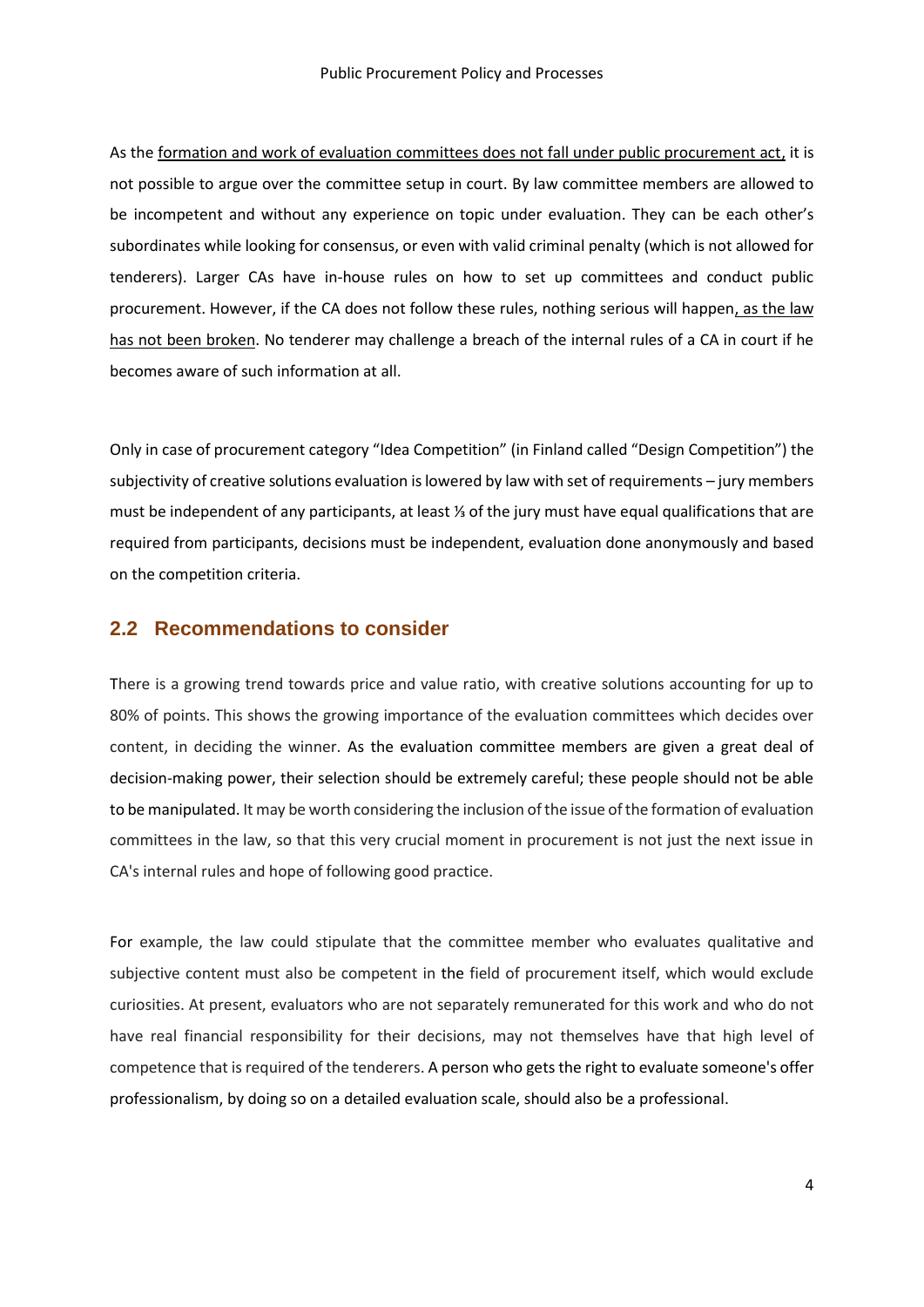As the formation and work of evaluation committees does not fall under public procurement act, it is not possible to argue over the committee setup in court. By law committee members are allowed to be incompetent and without any experience on topic under evaluation. They can be each other's subordinates while looking for consensus, or even with valid criminal penalty (which is not allowed for tenderers). Larger CAs have in-house rules on how to set up committees and conduct public procurement. However, if the CA does not follow these rules, nothing serious will happen, as the law has not been broken. No tenderer may challenge a breach of the internal rules of a CA in court if he becomes aware of such information at all.

Only in case of procurement category "Idea Competition" (in Finland called "Design Competition") the subjectivity of creative solutions evaluation is lowered by law with set of requirements – jury members must be independent of any participants, at least ⅓ of the jury must have equal qualifications that are required from participants, decisions must be independent, evaluation done anonymously and based on the competition criteria.

## 2.2 Recommendations to consider

There is a growing trend towards price and value ratio, with creative solutions accounting for up to 80% of points. This shows the growing importance of the evaluation committees which decides over content, in deciding the winner. As the evaluation committee members are given a great deal of decision-making power, their selection should be extremely careful; these people should not be able to be manipulated. It may be worth considering the inclusion of the issue of the formation of evaluation committees in the law, so that this very crucial moment in procurement is not just the next issue in CA's internal rules and hope of following good practice.

For example, the law could stipulate that the committee member who evaluates qualitative and subjective content must also be competent in the field of procurement itself, which would exclude curiosities. At present, evaluators who are not separately remunerated for this work and who do not have real financial responsibility for their decisions, may not themselves have that high level of competence that is required of the tenderers. A person who gets the right to evaluate someone's offer professionalism, by doing so on a detailed evaluation scale, should also be a professional.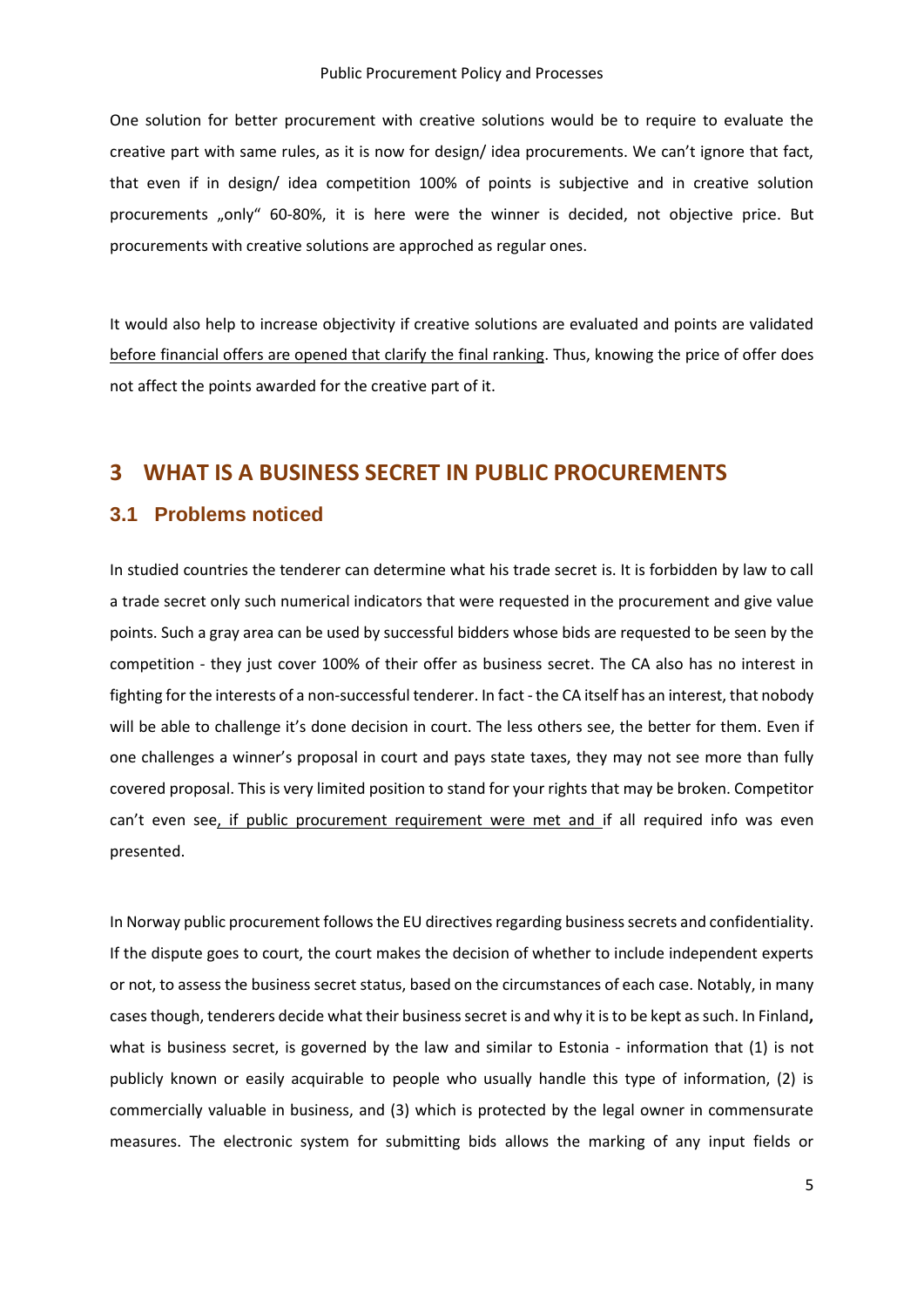One solution for better procurement with creative solutions would be to require to evaluate the creative part with same rules, as it is now for design/ idea procurements. We can't ignore that fact, that even if in design/ idea competition 100% of points is subjective and in creative solution procurements „only" 60-80%, it is here were the winner is decided, not objective price. But procurements with creative solutions are approched as regular ones.

It would also help to increase objectivity if creative solutions are evaluated and points are validated before financial offers are opened that clarify the final ranking. Thus, knowing the price of offer does not affect the points awarded for the creative part of it.

# 3 WHAT IS A BUSINESS SECRET IN PUBLIC PROCUREMENTS

## 3.1 Problems noticed

In studied countries the tenderer can determine what his trade secret is. It is forbidden by law to call a trade secret only such numerical indicators that were requested in the procurement and give value points. Such a gray area can be used by successful bidders whose bids are requested to be seen by the competition - they just cover 100% of their offer as business secret. The CA also has no interest in fighting for the interests of a non-successful tenderer. In fact - the CA itself has an interest, that nobody will be able to challenge it's done decision in court. The less others see, the better for them. Even if one challenges a winner's proposal in court and pays state taxes, they may not see more than fully covered proposal. This is very limited position to stand for your rights that may be broken. Competitor can't even see, if public procurement requirement were met and if all required info was even presented.

In Norway public procurement follows the EU directives regarding business secrets and confidentiality. If the dispute goes to court, the court makes the decision of whether to include independent experts or not, to assess the business secret status, based on the circumstances of each case. Notably, in many cases though, tenderers decide what their business secret is and why it is to be kept as such. In Finland**,** what is business secret, is governed by the law and similar to Estonia - information that (1) is not publicly known or easily acquirable to people who usually handle this type of information, (2) is commercially valuable in business, and (3) which is protected by the legal owner in commensurate measures. The electronic system for submitting bids allows the marking of any input fields or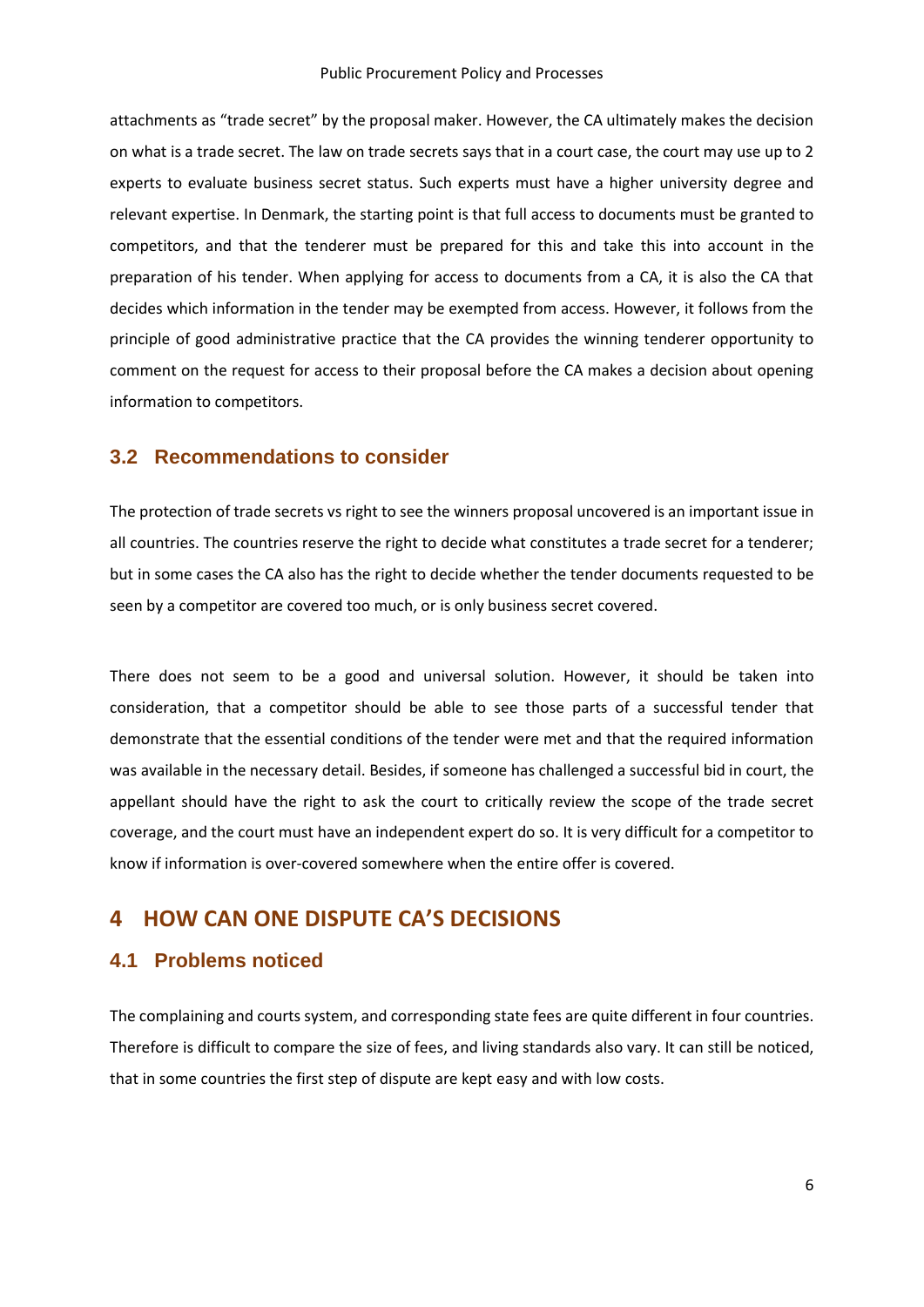attachments as “trade secret” by the proposal maker. However, the CA ultimately makes the decision on what is a trade secret. The law on trade secrets says that in a court case, the court may use up to 2 experts to evaluate business secret status. Such experts must have a higher university degree and relevant expertise. In Denmark, the starting point is that full access to documents must be granted to competitors, and that the tenderer must be prepared for this and take this into account in the preparation of his tender. When applying for access to documents from a CA, it is also the CA that decides which information in the tender may be exempted from access. However, it follows from the principle of good administrative practice that the CA provides the winning tenderer opportunity to comment on the request for access to their proposal before the CA makes a decision about opening information to competitors.

### 3.2 Recommendations to consider

The protection of trade secrets vs right to see the winners proposal uncovered is an important issue in all countries. The countries reserve the right to decide what constitutes a trade secret for a tenderer; but in some cases the CA also has the right to decide whether the tender documents requested to be seen by a competitor are covered too much, or is only business secret covered.

There does not seem to be a good and universal solution. However, it should be taken into consideration, that a competitor should be able to see those parts of a successful tender that demonstrate that the essential conditions of the tender were met and that the required information was available in the necessary detail. Besides, if someone has challenged a successful bid in court, the appellant should have the right to ask the court to critically review the scope of the trade secret coverage, and the court must have an independent expert do so. It is very difficult for a competitor to know if information is over-covered somewhere when the entire offer is covered.

## 4 HOW CAN ONE DISPUTE CA’S DECISIONS

### 4.1 Problems noticed

The complaining and courts system, and corresponding state fees are quite different in four countries. Therefore is difficult to compare the size of fees, and living standards also vary. It can still be noticed, that in some countries the first step of dispute are kept easy and with low costs.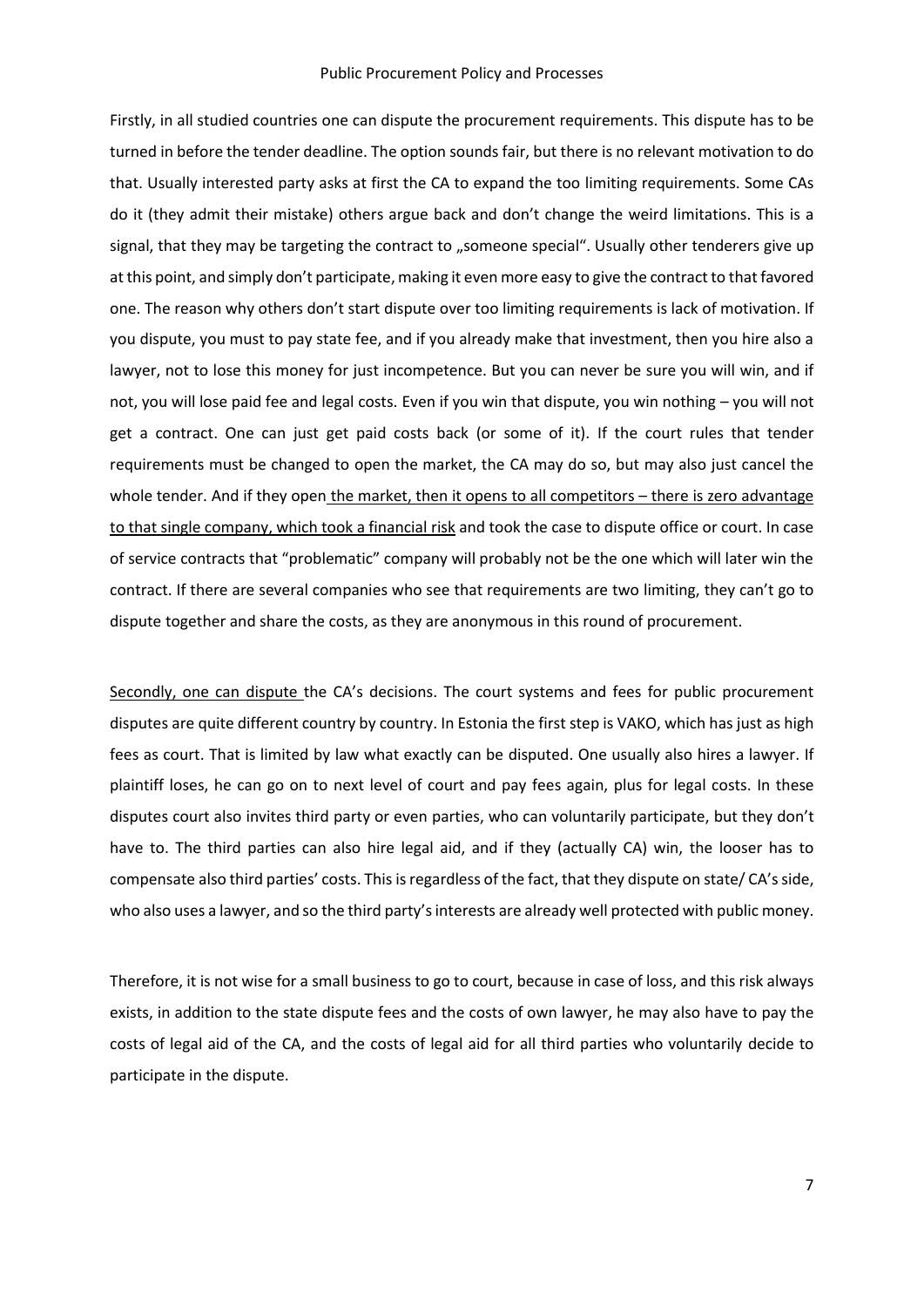Firstly, in all studied countries one can dispute the procurement requirements. This dispute has to be turned in before the tender deadline. The option sounds fair, but there is no relevant motivation to do that. Usually interested party asks at first the CA to expand the too limiting requirements. Some CAs do it (they admit their mistake) others argue back and don't change the weird limitations. This is a signal, that they may be targeting the contract to „someone special". Usually other tenderers give up at this point, and simply don't participate, making it even more easy to give the contract to that favored one. The reason why others don't start dispute over too limiting requirements is lack of motivation. If you dispute, you must to pay state fee, and if you already make that investment, then you hire also a lawyer, not to lose this money for just incompetence. But you can never be sure you will win, and if not, you will lose paid fee and legal costs. Even if you win that dispute, you win nothing – you will not get a contract. One can just get paid costs back (or some of it). If the court rules that tender requirements must be changed to open the market, the CA may do so, but may also just cancel the whole tender. And if they open the market, then it opens to all competitors – there is zero advantage to that single company, which took a financial risk and took the case to dispute office or court. In case of service contracts that "problematic" company will probably not be the one which will later win the contract. If there are several companies who see that requirements are two limiting, they can't go to dispute together and share the costs, as they are anonymous in this round of procurement.

Secondly, one can dispute the CA's decisions. The court systems and fees for public procurement disputes are quite different country by country. In Estonia the first step is VAKO, which has just as high fees as court. That is limited by law what exactly can be disputed. One usually also hires a lawyer. If plaintiff loses, he can go on to next level of court and pay fees again, plus for legal costs. In these disputes court also invites third party or even parties, who can voluntarily participate, but they don't have to. The third parties can also hire legal aid, and if they (actually CA) win, the looser has to compensate also third parties' costs. This is regardless of the fact, that they dispute on state/ CA's side, who also uses a lawyer, and so the third party's interests are already well protected with public money.

Therefore, it is not wise for a small business to go to court, because in case of loss, and this risk always exists, in addition to the state dispute fees and the costs of own lawyer, he may also have to pay the costs of legal aid of the CA, and the costs of legal aid for all third parties who voluntarily decide to participate in the dispute.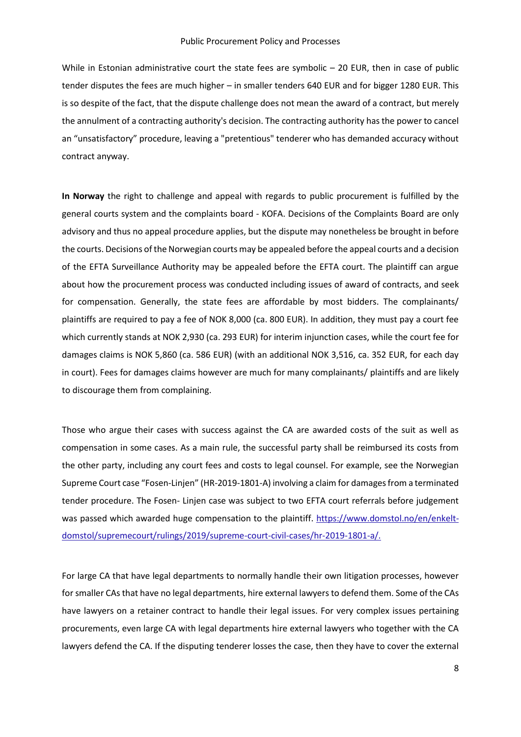While in Estonian administrative court the state fees are symbolic – 20 EUR, then in case of public tender disputes the fees are much higher – in smaller tenders 640 EUR and for bigger 1280 EUR. This is so despite of the fact, that the dispute challenge does not mean the award of a contract, but merely the annulment of a contracting authority's decision. The contracting authority has the power to cancel an "unsatisfactory" procedure, leaving a "pretentious" tenderer who has demanded accuracy without contract anyway.

**In Norway** the right to challenge and appeal with regards to public procurement is fulfilled by the general courts system and the complaints board - KOFA. Decisions of the Complaints Board are only advisory and thus no appeal procedure applies, but the dispute may nonetheless be brought in before the courts. Decisions of the Norwegian courts may be appealed before the appeal courts and a decision of the EFTA Surveillance Authority may be appealed before the EFTA court. The plaintiff can argue about how the procurement process was conducted including issues of award of contracts, and seek for compensation. Generally, the state fees are affordable by most bidders. The complainants/ plaintiffs are required to pay a fee of NOK 8,000 (ca. 800 EUR). In addition, they must pay a court fee which currently stands at NOK 2,930 (ca. 293 EUR) for interim injunction cases, while the court fee for damages claims is NOK 5,860 (ca. 586 EUR) (with an additional NOK 3,516, ca. 352 EUR, for each day in court). Fees for damages claims however are much for many complainants/ plaintiffs and are likely to discourage them from complaining.

Those who argue their cases with success against the CA are awarded costs of the suit as well as compensation in some cases. As a main rule, the successful party shall be reimbursed its costs from the other party, including any court fees and costs to legal counsel. For example, see the Norwegian Supreme Court case "Fosen-Linjen" (HR-2019-1801-A) involving a claim for damages from a terminated tender procedure. The Fosen- Linjen case was subject to two EFTA court referrals before judgement was passed which awarded huge compensation to the plaintiff. https://www.domstol.no/en/enkelt-domstol/supremecourt/rulings/2019/supreme-court-civil-cases/hr-2019-1801-a/.

For large CA that have legal departments to normally handle their own litigation processes, however for smaller CAs that have no legal departments, hire external lawyers to defend them. Some of the CAs have lawyers on a retainer contract to handle their legal issues. For very complex issues pertaining procurements, even large CA with legal departments hire external lawyers who together with the CA lawyers defend the CA. If the disputing tenderer losses the case, then they have to cover the external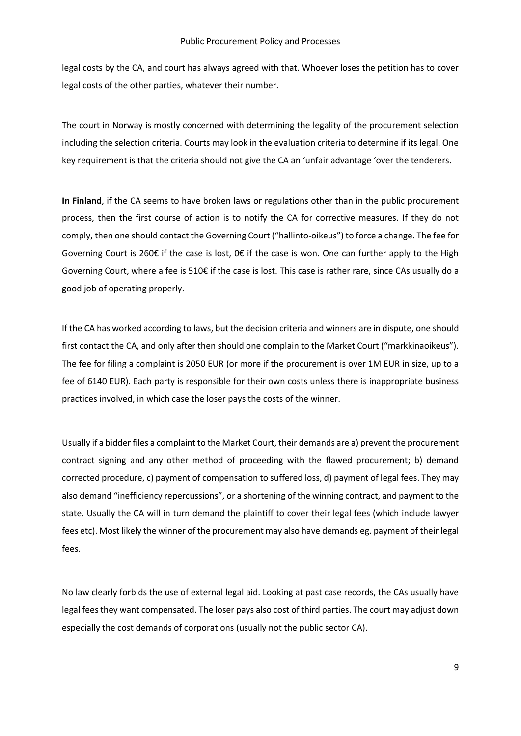legal costs by the CA, and court has always agreed with that. Whoever loses the petition has to cover legal costs of the other parties, whatever their number.

The court in Norway is mostly concerned with determining the legality of the procurement selection including the selection criteria. Courts may look in the evaluation criteria to determine if its legal. One key requirement is that the criteria should not give the CA an 'unfair advantage 'over the tenderers.

**In Finland**, if the CA seems to have broken laws or regulations other than in the public procurement process, then the first course of action is to notify the CA for corrective measures. If they do not comply, then one should contact the Governing Court ("hallinto-oikeus") to force a change. The fee for Governing Court is 260€ if the case is lost, 0€ if the case is won. One can further apply to the High Governing Court, where a fee is 510€ if the case is lost. This case is rather rare, since CAs usually do a good job of operating properly.

If the CA has worked according to laws, but the decision criteria and winners are in dispute, one should first contact the CA, and only after then should one complain to the Market Court ("markkinaoikeus"). The fee for filing a complaint is 2050 EUR (or more if the procurement is over 1M EUR in size, up to a fee of 6140 EUR). Each party is responsible for their own costs unless there is inappropriate business practices involved, in which case the loser pays the costs of the winner.

Usually if a bidder files a complaint to the Market Court, their demands are a) prevent the procurement contract signing and any other method of proceeding with the flawed procurement; b) demand corrected procedure, c) payment of compensation to suffered loss, d) payment of legal fees. They may also demand "inefficiency repercussions", or a shortening of the winning contract, and payment to the state. Usually the CA will in turn demand the plaintiff to cover their legal fees (which include lawyer fees etc). Most likely the winner of the procurement may also have demands eg. payment of their legal fees.

No law clearly forbids the use of external legal aid. Looking at past case records, the CAs usually have legal fees they want compensated. The loser pays also cost of third parties. The court may adjust down especially the cost demands of corporations (usually not the public sector CA).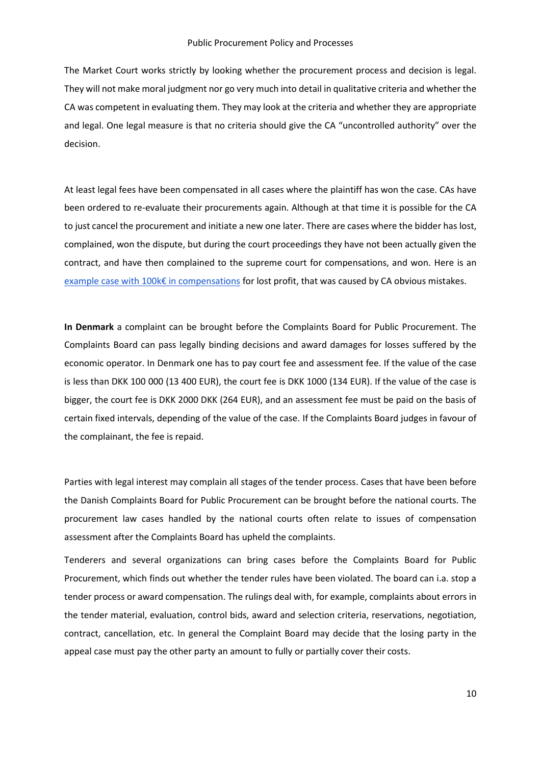The Market Court works strictly by looking whether the procurement process and decision is legal. They will not make moral judgment nor go very much into detail in qualitative criteria and whether the CA was competent in evaluating them. They may look at the criteria and whether they are appropriate and legal. One legal measure is that no criteria should give the CA "uncontrolled authority" over the decision.

At least legal fees have been compensated in all cases where the plaintiff has won the case. CAs have been ordered to re-evaluate their procurements again. Although at that time it is possible for the CA to just cancel the procurement and initiate a new one later. There are cases where the bidder has lost, complained, won the dispute, but during the court proceedings they have not been actually given the contract, and have then complained to the supreme court for compensations, and won. Here is an example case with 100k€ in compensations for lost profit, that was caused by CA obvious mistakes.

**In Denmark** a complaint can be brought before the Complaints Board for Public Procurement. The Complaints Board can pass legally binding decisions and award damages for losses suffered by the economic operator. In Denmark one has to pay court fee and assessment fee. If the value of the case is less than DKK 100 000 (13 400 EUR), the court fee is DKK 1000 (134 EUR). If the value of the case is bigger, the court fee is DKK 2000 DKK (264 EUR), and an assessment fee must be paid on the basis of certain fixed intervals, depending of the value of the case. If the Complaints Board judges in favour of the complainant, the fee is repaid.

Parties with legal interest may complain all stages of the tender process. Cases that have been before the Danish Complaints Board for Public Procurement can be brought before the national courts. The procurement law cases handled by the national courts often relate to issues of compensation assessment after the Complaints Board has upheld the complaints.

Tenderers and several organizations can bring cases before the Complaints Board for Public Procurement, which finds out whether the tender rules have been violated. The board can i.a. stop a tender process or award compensation. The rulings deal with, for example, complaints about errors in the tender material, evaluation, control bids, award and selection criteria, reservations, negotiation, contract, cancellation, etc. In general the Complaint Board may decide that the losing party in the appeal case must pay the other party an amount to fully or partially cover their costs.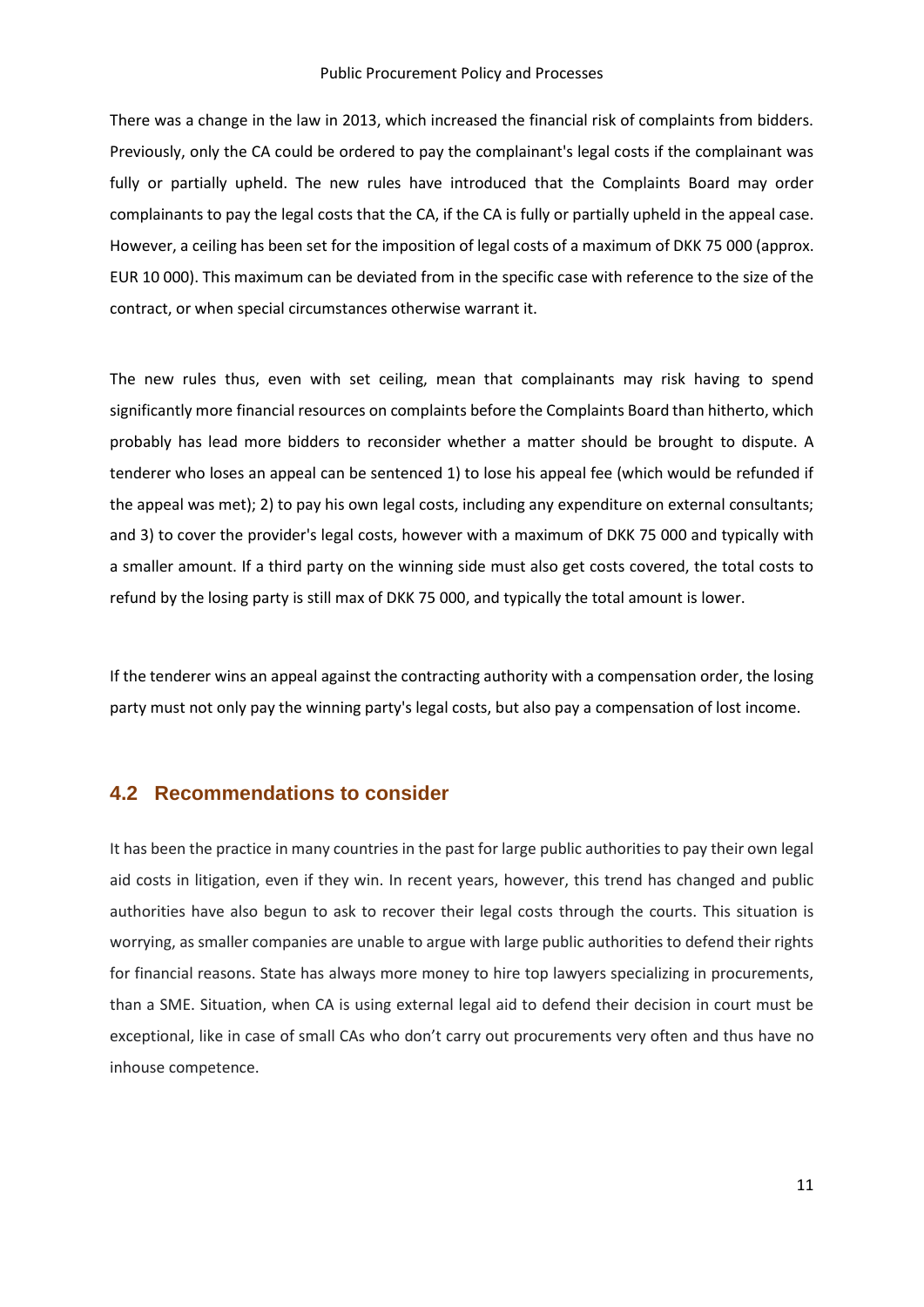There was a change in the law in 2013, which increased the financial risk of complaints from bidders. Previously, only the CA could be ordered to pay the complainant's legal costs if the complainant was fully or partially upheld. The new rules have introduced that the Complaints Board may order complainants to pay the legal costs that the CA, if the CA is fully or partially upheld in the appeal case. However, a ceiling has been set for the imposition of legal costs of a maximum of DKK 75 000 (approx. EUR 10 000). This maximum can be deviated from in the specific case with reference to the size of the contract, or when special circumstances otherwise warrant it.

The new rules thus, even with set ceiling, mean that complainants may risk having to spend significantly more financial resources on complaints before the Complaints Board than hitherto, which probably has lead more bidders to reconsider whether a matter should be brought to dispute. A tenderer who loses an appeal can be sentenced 1) to lose his appeal fee (which would be refunded if the appeal was met); 2) to pay his own legal costs, including any expenditure on external consultants; and 3) to cover the provider's legal costs, however with a maximum of DKK 75 000 and typically with a smaller amount. If a third party on the winning side must also get costs covered, the total costs to refund by the losing party is still max of DKK 75 000, and typically the total amount is lower.

If the tenderer wins an appeal against the contracting authority with a compensation order, the losing party must not only pay the winning party's legal costs, but also pay a compensation of lost income.

## 4.2 Recommendations to consider

It has been the practice in many countries in the past for large public authorities to pay their own legal aid costs in litigation, even if they win. In recent years, however, this trend has changed and public authorities have also begun to ask to recover their legal costs through the courts. This situation is worrying, as smaller companies are unable to argue with large public authorities to defend their rights for financial reasons. State has always more money to hire top lawyers specializing in procurements, than a SME. Situation, when CA is using external legal aid to defend their decision in court must be exceptional, like in case of small CAs who don't carry out procurements very often and thus have no inhouse competence.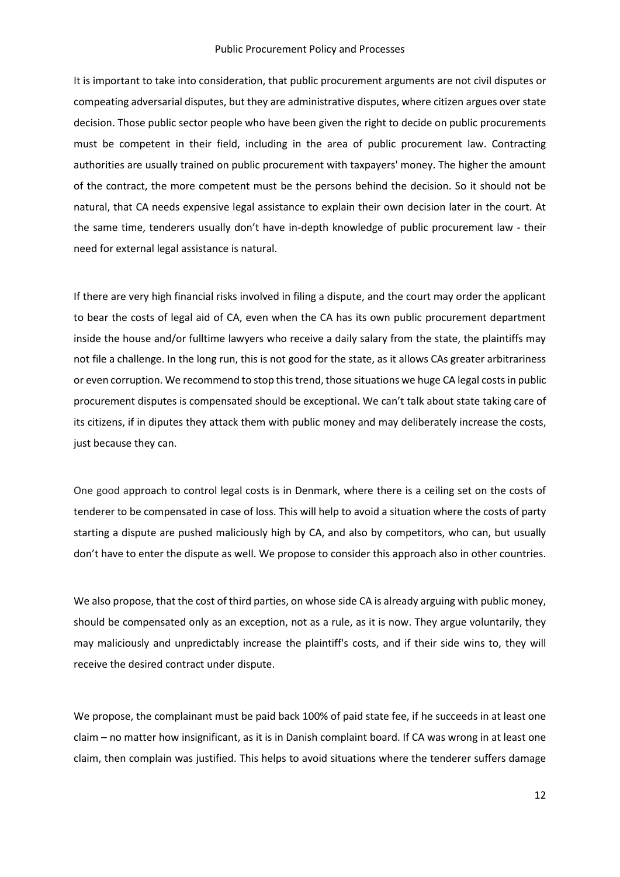It is important to take into consideration, that public procurement arguments are not civil disputes or compeating adversarial disputes, but they are administrative disputes, where citizen argues over state decision. Those public sector people who have been given the right to decide on public procurements must be competent in their field, including in the area of public procurement law. Contracting authorities are usually trained on public procurement with taxpayers' money. The higher the amount of the contract, the more competent must be the persons behind the decision. So it should not be natural, that CA needs expensive legal assistance to explain their own decision later in the court. At the same time, tenderers usually don't have in-depth knowledge of public procurement law - their need for external legal assistance is natural.

If there are very high financial risks involved in filing a dispute, and the court may order the applicant to bear the costs of legal aid of CA, even when the CA has its own public procurement department inside the house and/or fulltime lawyers who receive a daily salary from the state, the plaintiffs may not file a challenge. In the long run, this is not good for the state, as it allows CAs greater arbitrariness or even corruption. We recommend to stop this trend, those situations we huge CA legal costs in public procurement disputes is compensated should be exceptional. We can't talk about state taking care of its citizens, if in diputes they attack them with public money and may deliberately increase the costs, just because they can.

One good approach to control legal costs is in Denmark, where there is a ceiling set on the costs of tenderer to be compensated in case of loss. This will help to avoid a situation where the costs of party starting a dispute are pushed maliciously high by CA, and also by competitors, who can, but usually don't have to enter the dispute as well. We propose to consider this approach also in other countries.

We also propose, that the cost of third parties, on whose side CA is already arguing with public money, should be compensated only as an exception, not as a rule, as it is now. They argue voluntarily, they may maliciously and unpredictably increase the plaintiff's costs, and if their side wins to, they will receive the desired contract under dispute.

We propose, the complainant must be paid back 100% of paid state fee, if he succeeds in at least one claim – no matter how insignificant, as it is in Danish complaint board. If CA was wrong in at least one claim, then complain was justified. This helps to avoid situations where the tenderer suffers damage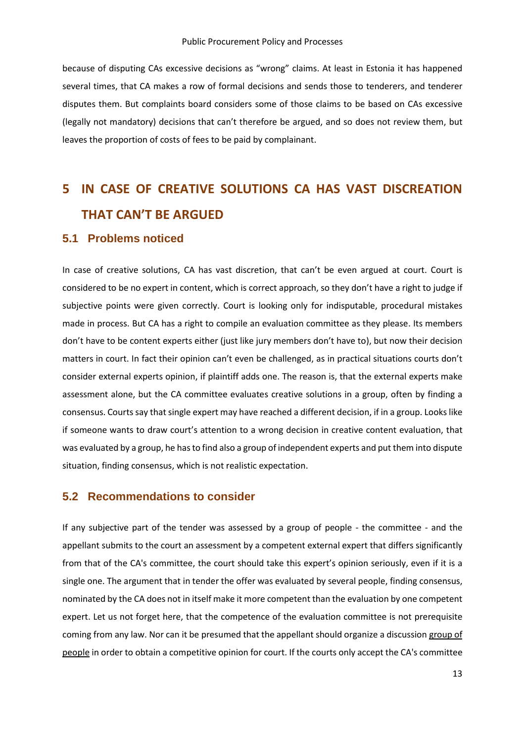because of disputing CAs excessive decisions as "wrong" claims. At least in Estonia it has happened several times, that CA makes a row of formal decisions and sends those to tenderers, and tenderer disputes them. But complaints board considers some of those claims to be based on CAs excessive (legally not mandatory) decisions that can't therefore be argued, and so does not review them, but leaves the proportion of costs of fees to be paid by complainant.

# 5 IN CASE OF CREATIVE SOLUTIONS CA HAS VAST DISCREATION THAT CAN'T BE ARGUED

## 5.1 Problems noticed

In case of creative solutions, CA has vast discretion, that can't be even argued at court. Court is considered to be no expert in content, which is correct approach, so they don't have a right to judge if subjective points were given correctly. Court is looking only for indisputable, procedural mistakes made in process. But CA has a right to compile an evaluation committee as they please. Its members don't have to be content experts either (just like jury members don't have to), but now their decision matters in court. In fact their opinion can't even be challenged, as in practical situations courts don't consider external experts opinion, if plaintiff adds one. The reason is, that the external experts make assessment alone, but the CA committee evaluates creative solutions in a group, often by finding a consensus. Courts say that single expert may have reached a different decision, if in a group. Looks like if someone wants to draw court's attention to a wrong decision in creative content evaluation, that was evaluated by a group, he has to find also a group of independent experts and put them into dispute situation, finding consensus, which is not realistic expectation.

## 5.2 Recommendations to consider

If any subjective part of the tender was assessed by a group of people - the committee - and the appellant submits to the court an assessment by a competent external expert that differs significantly from that of the CA's committee, the court should take this expert's opinion seriously, even if it is a single one. The argument that in tender the offer was evaluated by several people, finding consensus, nominated by the CA does not in itself make it more competent than the evaluation by one competent expert. Let us not forget here, that the competence of the evaluation committee is not prerequisite coming from any law. Nor can it be presumed that the appellant should organize a discussion <u>group of people</u> in order to obtain a competitive opinion for court. If the courts only accept the CA's committee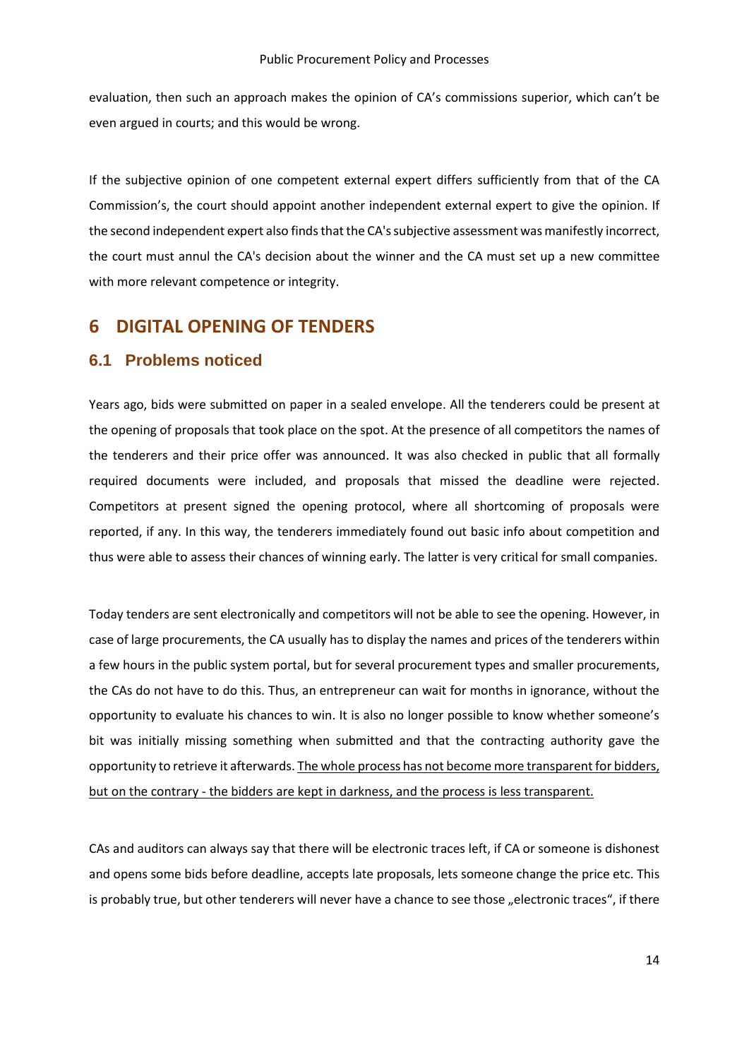evaluation, then such an approach makes the opinion of CA's commissions superior, which can't be even argued in courts; and this would be wrong.

If the subjective opinion of one competent external expert differs sufficiently from that of the CA Commission's, the court should appoint another independent external expert to give the opinion. If the second independent expert also finds that the CA's subjective assessment was manifestly incorrect, the court must annul the CA's decision about the winner and the CA must set up a new committee with more relevant competence or integrity.

# 6 DIGITAL OPENING OF TENDERS

## 6.1 Problems noticed

Years ago, bids were submitted on paper in a sealed envelope. All the tenderers could be present at the opening of proposals that took place on the spot. At the presence of all competitors the names of the tenderers and their price offer was announced. It was also checked in public that all formally required documents were included, and proposals that missed the deadline were rejected. Competitors at present signed the opening protocol, where all shortcoming of proposals were reported, if any. In this way, the tenderers immediately found out basic info about competition and thus were able to assess their chances of winning early. The latter is very critical for small companies.

Today tenders are sent electronically and competitors will not be able to see the opening. However, in case of large procurements, the CA usually has to display the names and prices of the tenderers within a few hours in the public system portal, but for several procurement types and smaller procurements, the CAs do not have to do this. Thus, an entrepreneur can wait for months in ignorance, without the opportunity to evaluate his chances to win. It is also no longer possible to know whether someone's bit was initially missing something when submitted and that the contracting authority gave the opportunity to retrieve it afterwards. <u>The whole process has not become more transparent for bidders, but on the contrary - the bidders are kept in darkness, and the process is less transparent.</u>

CAs and auditors can always say that there will be electronic traces left, if CA or someone is dishonest and opens some bids before deadline, accepts late proposals, lets someone change the price etc. This is probably true, but other tenderers will never have a chance to see those „electronic traces", if there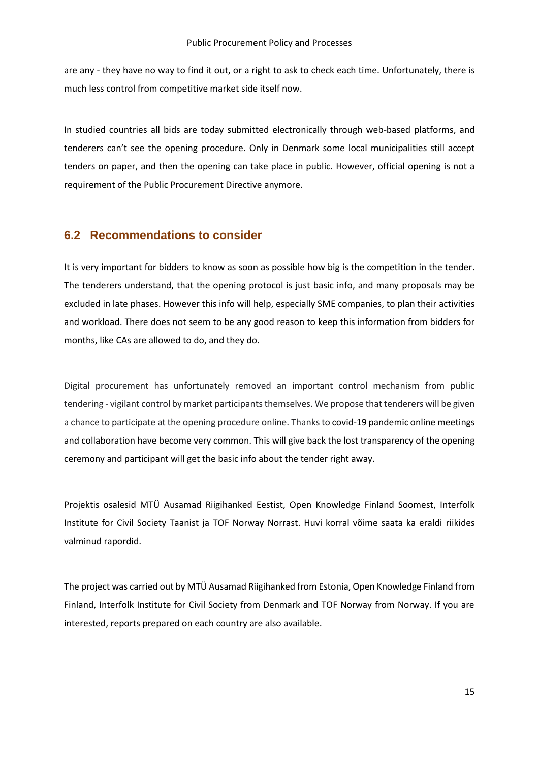are any - they have no way to find it out, or a right to ask to check each time. Unfortunately, there is much less control from competitive market side itself now.

In studied countries all bids are today submitted electronically through web-based platforms, and tenderers can't see the opening procedure. Only in Denmark some local municipalities still accept tenders on paper, and then the opening can take place in public. However, official opening is not a requirement of the Public Procurement Directive anymore.

## 6.2 Recommendations to consider

It is very important for bidders to know as soon as possible how big is the competition in the tender. The tenderers understand, that the opening protocol is just basic info, and many proposals may be excluded in late phases. However this info will help, especially SME companies, to plan their activities and workload. There does not seem to be any good reason to keep this information from bidders for months, like CAs are allowed to do, and they do.

Digital procurement has unfortunately removed an important control mechanism from public tendering - vigilant control by market participants themselves. We propose that tenderers will be given a chance to participate at the opening procedure online. Thanks to covid-19 pandemic online meetings and collaboration have become very common. This will give back the lost transparency of the opening ceremony and participant will get the basic info about the tender right away.

Projektis osalesid MTÜ Ausamad Riigihanked Eestist, Open Knowledge Finland Soomest, Interfolk Institute for Civil Society Taanist ja TOF Norway Norrast. Huvi korral võime saata ka eraldi riikides valminud rapordid.

The project was carried out by MTÜ Ausamad Riigihanked from Estonia, Open Knowledge Finland from Finland, Interfolk Institute for Civil Society from Denmark and TOF Norway from Norway. If you are interested, reports prepared on each country are also available.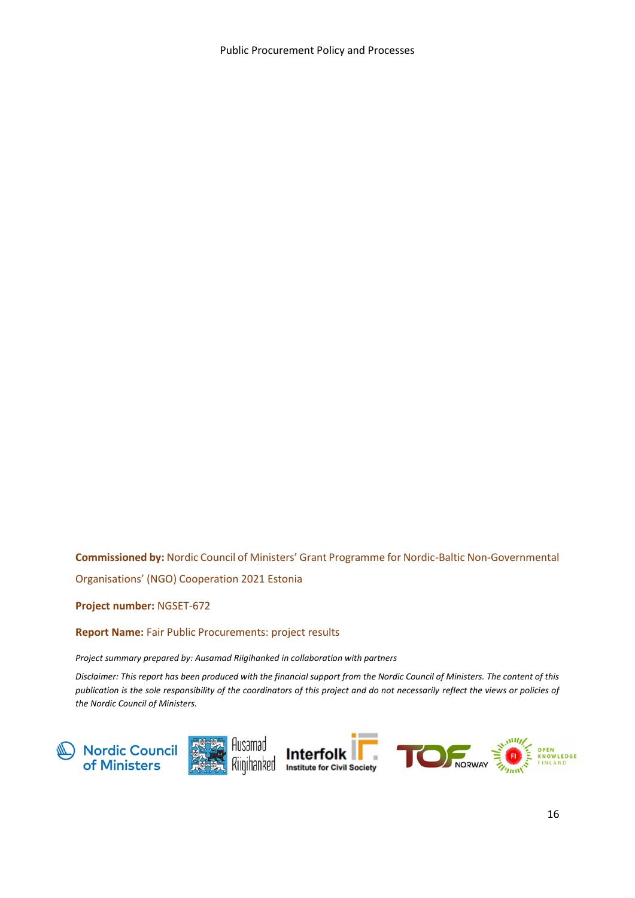**Commissioned by:** Nordic Council of Ministers' Grant Programme for Nordic-Baltic Non-Governmental Organisations' (NGO) Cooperation 2021 Estonia

**Project number:** NGSET-672

**Report Name:** Fair Public Procurements: project results

*Project summary prepared by: Ausamad Riigihanked in collaboration with partners*

*Disclaimer: This report has been produced with the financial support from the Nordic Council of Ministers. The content of this publication is the sole responsibility of the coordinators of this project and do not necessarily reflect the views or policies of the Nordic Council of Ministers.*